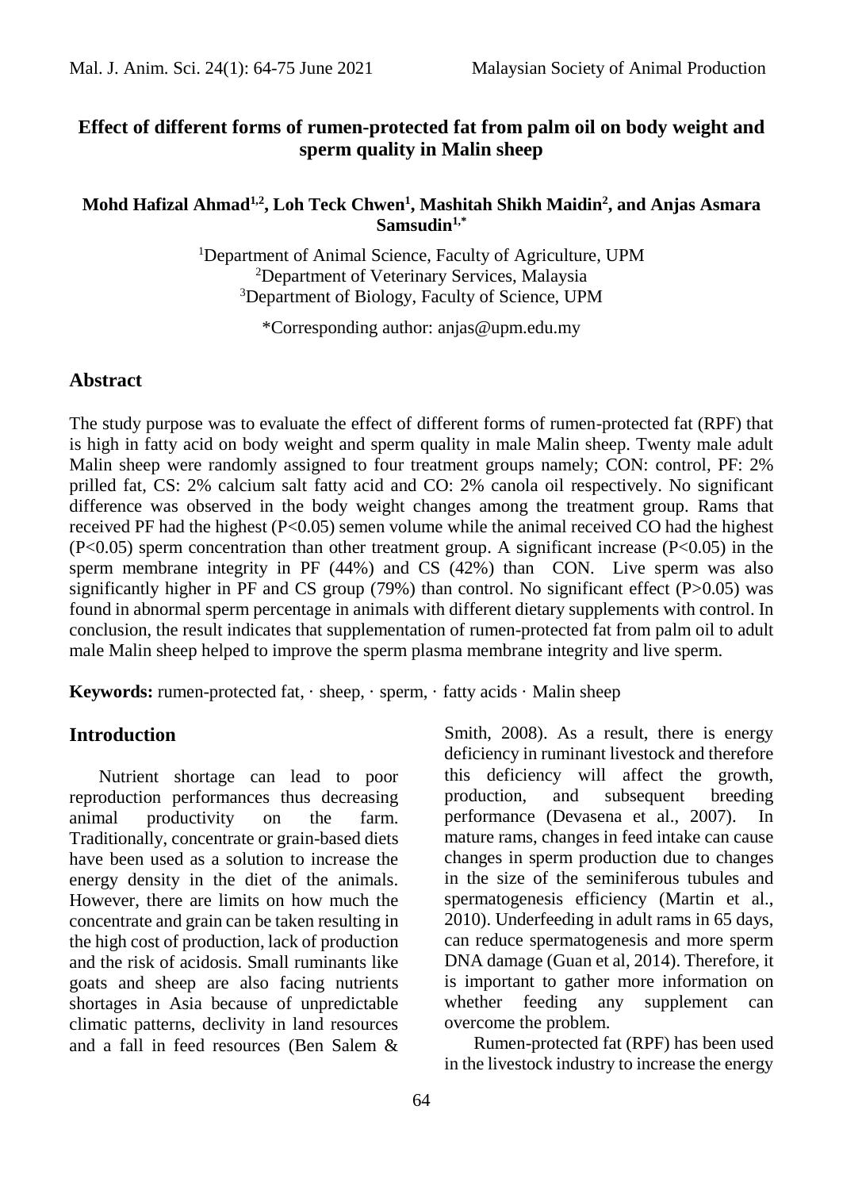# Effect of different forms of rumen-protected fat from palm oil on body weight and sperm quality in Malin sheep

**Mohd Hafizal Ahmad[1,2], Loh Teck Chwen[1], Mashitah Shikh Maidin[2], and Anjas Asmara Samsudin[1,*]**

[1]Department of Animal Science, Faculty of Agriculture, UPM
[2]Department of Veterinary Services, Malaysia
[3]Department of Biology, Faculty of Science, UPM

*Corresponding author: anjas@upm.edu.my

## Abstract

The study purpose was to evaluate the effect of different forms of rumen-protected fat (RPF) that is high in fatty acid on body weight and sperm quality in male Malin sheep. Twenty male adult Malin sheep were randomly assigned to four treatment groups namely; CON: control, PF: 2% prilled fat, CS: 2% calcium salt fatty acid and CO: 2% canola oil respectively. No significant difference was observed in the body weight changes among the treatment group. Rams that received PF had the highest ($P<0.05$) semen volume while the animal received CO had the highest ($P<0.05$) sperm concentration than other treatment group. A significant increase ($P<0.05$) in the sperm membrane integrity in PF (44%) and CS (42%) than CON. Live sperm was also significantly higher in PF and CS group (79%) than control. No significant effect ($P>0.05$) was found in abnormal sperm percentage in animals with different dietary supplements with control. In conclusion, the result indicates that supplementation of rumen-protected fat from palm oil to adult male Malin sheep helped to improve the sperm plasma membrane integrity and live sperm.

**Keywords:** rumen-protected fat, · sheep, · sperm, · fatty acids · Malin sheep

## Introduction

Nutrient shortage can lead to poor reproduction performances thus decreasing animal productivity on the farm. Traditionally, concentrate or grain-based diets have been used as a solution to increase the energy density in the diet of the animals. However, there are limits on how much the concentrate and grain can be taken resulting in the high cost of production, lack of production and the risk of acidosis. Small ruminants like goats and sheep are also facing nutrients shortages in Asia because of unpredictable climatic patterns, declivity in land resources and a fall in feed resources (Ben Salem & Smith, 2008). As a result, there is energy deficiency in ruminant livestock and therefore this deficiency will affect the growth, production, and subsequent breeding performance (Devasena et al., 2007). In mature rams, changes in feed intake can cause changes in sperm production due to changes in the size of the seminiferous tubules and spermatogenesis efficiency (Martin et al., 2010). Underfeeding in adult rams in 65 days, can reduce spermatogenesis and more sperm DNA damage (Guan et al, 2014). Therefore, it is important to gather more information on whether feeding any supplement can overcome the problem.

Rumen-protected fat (RPF) has been used in the livestock industry to increase the energy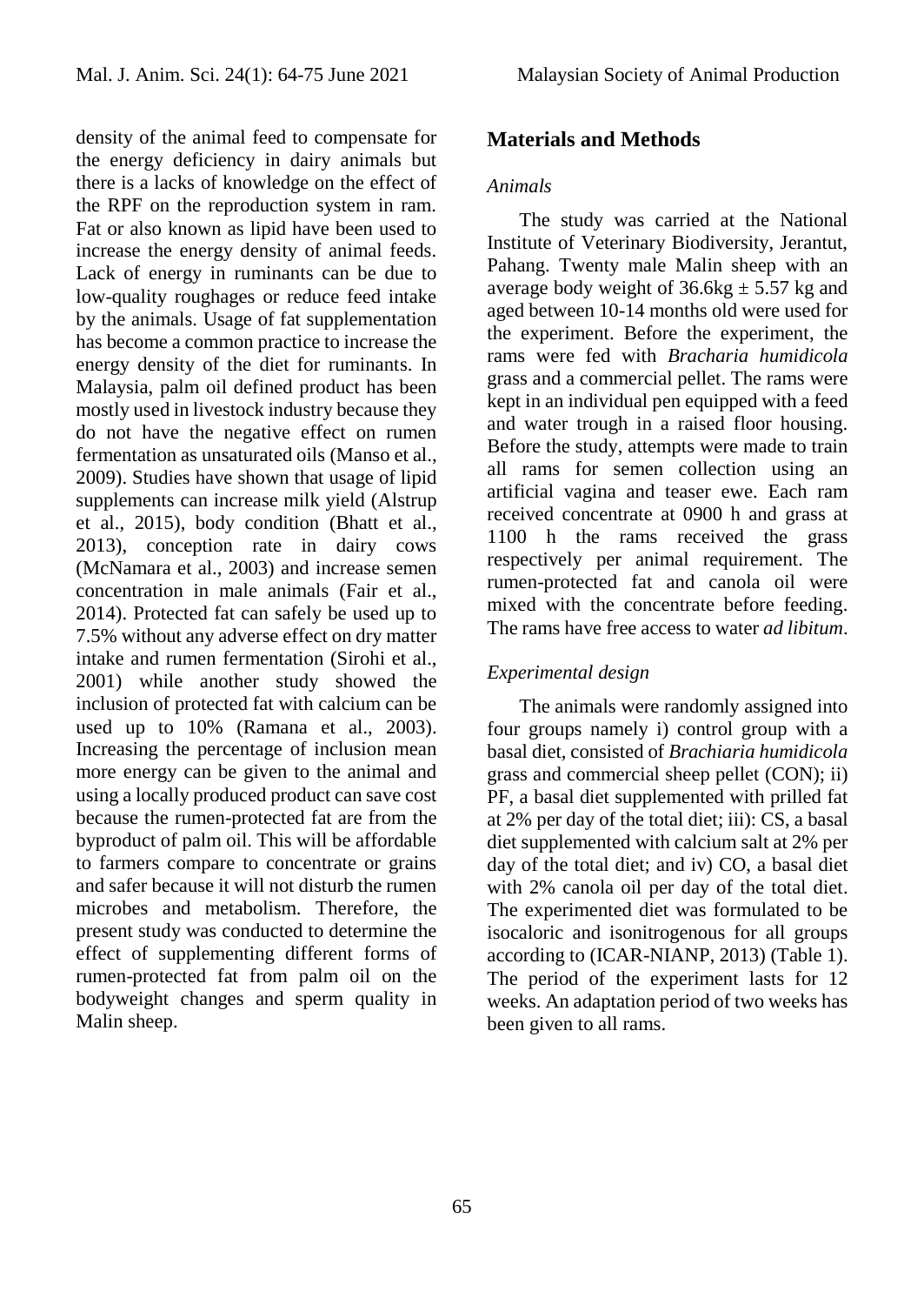density of the animal feed to compensate for the energy deficiency in dairy animals but there is a lacks of knowledge on the effect of the RPF on the reproduction system in ram. Fat or also known as lipid have been used to increase the energy density of animal feeds. Lack of energy in ruminants can be due to low-quality roughages or reduce feed intake by the animals. Usage of fat supplementation has become a common practice to increase the energy density of the diet for ruminants. In Malaysia, palm oil defined product has been mostly used in livestock industry because they do not have the negative effect on rumen fermentation as unsaturated oils (Manso et al., 2009). Studies have shown that usage of lipid supplements can increase milk yield (Alstrup et al., 2015), body condition (Bhatt et al., 2013), conception rate in dairy cows (McNamara et al., 2003) and increase semen concentration in male animals (Fair et al., 2014). Protected fat can safely be used up to 7.5% without any adverse effect on dry matter intake and rumen fermentation (Sirohi et al., 2001) while another study showed the inclusion of protected fat with calcium can be used up to 10% (Ramana et al., 2003). Increasing the percentage of inclusion mean more energy can be given to the animal and using a locally produced product can save cost because the rumen-protected fat are from the byproduct of palm oil. This will be affordable to farmers compare to concentrate or grains and safer because it will not disturb the rumen microbes and metabolism. Therefore, the present study was conducted to determine the effect of supplementing different forms of rumen-protected fat from palm oil on the bodyweight changes and sperm quality in Malin sheep.

## Materials and Methods

### *Animals*

The study was carried at the National Institute of Veterinary Biodiversity, Jerantut, Pahang. Twenty male Malin sheep with an average body weight of 36.6kg ± 5.57 kg and aged between 10-14 months old were used for the experiment. Before the experiment, the rams were fed with *Bracharia humidicola* grass and a commercial pellet. The rams were kept in an individual pen equipped with a feed and water trough in a raised floor housing. Before the study, attempts were made to train all rams for semen collection using an artificial vagina and teaser ewe. Each ram received concentrate at 0900 h and grass at 1100 h the rams received the grass respectively per animal requirement. The rumen-protected fat and canola oil were mixed with the concentrate before feeding. The rams have free access to water *ad libitum*.

### *Experimental design*

The animals were randomly assigned into four groups namely i) control group with a basal diet, consisted of *Brachiaria humidicola* grass and commercial sheep pellet (CON); ii) PF, a basal diet supplemented with prilled fat at 2% per day of the total diet; iii): CS, a basal diet supplemented with calcium salt at 2% per day of the total diet; and iv) CO, a basal diet with 2% canola oil per day of the total diet. The experimented diet was formulated to be isocaloric and isonitrogenous for all groups according to (ICAR-NIANP, 2013) (Table 1). The period of the experiment lasts for 12 weeks. An adaptation period of two weeks has been given to all rams.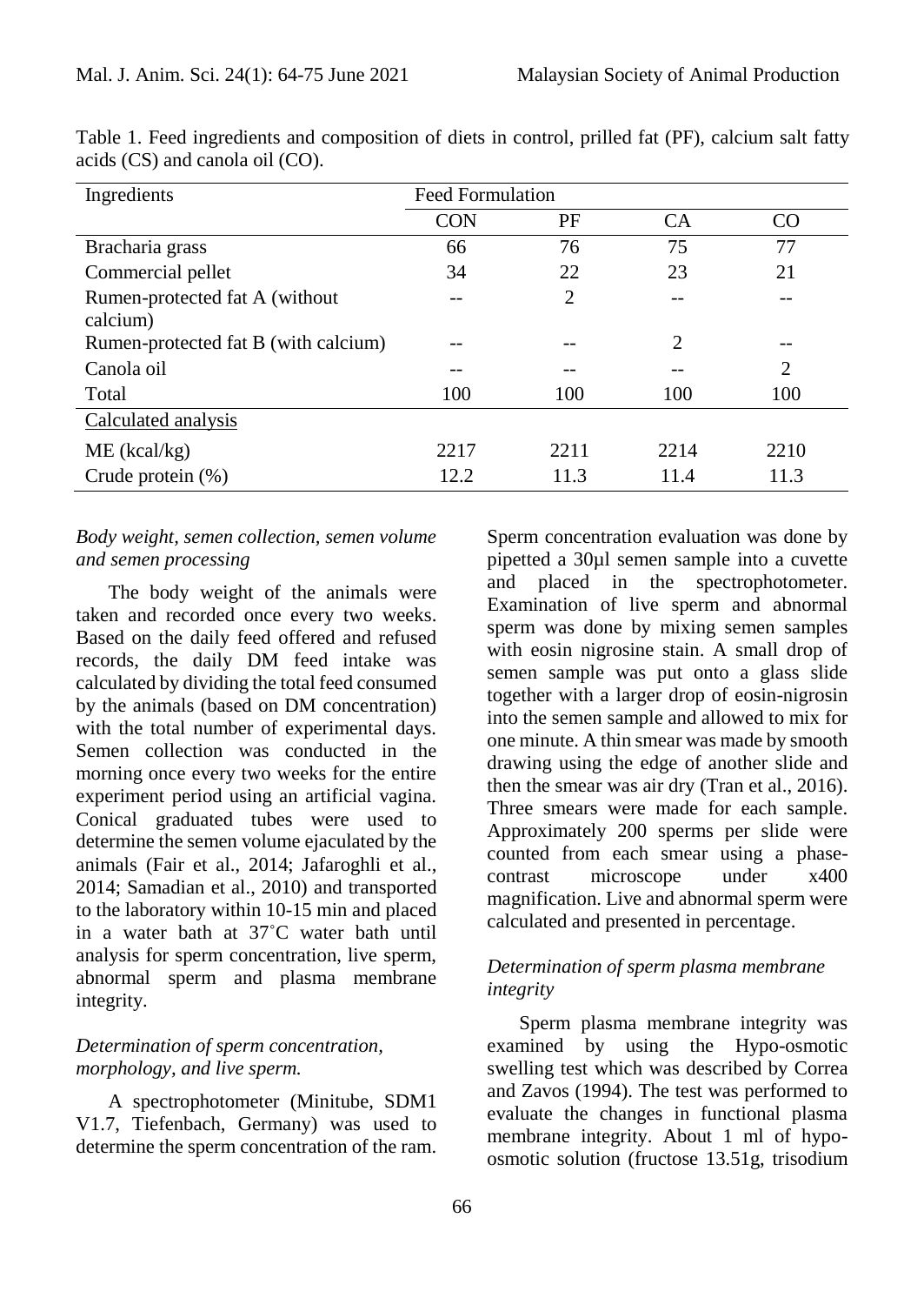Table 1. Feed ingredients and composition of diets in control, prilled fat (PF), calcium salt fatty acids (CS) and canola oil (CO).

| Ingredients | Feed Formulation | | | |
|---|---|---|---|---|
| | CON | PF | CA | CO |
| Bracharia grass | 66 | 76 | 75 | 77 |
| Commercial pellet | 34 | 22 | 23 | 21 |
| Rumen-protected fat A (without calcium) | -- | 2 | -- | -- |
| Rumen-protected fat B (with calcium) | -- | -- | 2 | -- |
| Canola oil | -- | -- | -- | 2 |
| Total | 100 | 100 | 100 | 100 |
| Calculated analysis | | | | |
| ME (kcal/kg) | 2217 | 2211 | 2214 | 2210 |
| Crude protein (%) | 12.2 | 11.3 | 11.4 | 11.3 |

### *Body weight, semen collection, semen volume and semen processing*

The body weight of the animals were taken and recorded once every two weeks. Based on the daily feed offered and refused records, the daily DM feed intake was calculated by dividing the total feed consumed by the animals (based on DM concentration) with the total number of experimental days. Semen collection was conducted in the morning once every two weeks for the entire experiment period using an artificial vagina. Conical graduated tubes were used to determine the semen volume ejaculated by the animals (Fair et al., 2014; Jafaroghli et al., 2014; Samadian et al., 2010) and transported to the laboratory within 10-15 min and placed in a water bath at 37˚C water bath until analysis for sperm concentration, live sperm, abnormal sperm and plasma membrane integrity.

### *Determination of sperm concentration, morphology, and live sperm.*

A spectrophotometer (Minitube, SDM1 V1.7, Tiefenbach, Germany) was used to determine the sperm concentration of the ram. Sperm concentration evaluation was done by pipetted a 30µl semen sample into a cuvette and placed in the spectrophotometer. Examination of live sperm and abnormal sperm was done by mixing semen samples with eosin nigrosine stain. A small drop of semen sample was put onto a glass slide together with a larger drop of eosin-nigrosin into the semen sample and allowed to mix for one minute. A thin smear was made by smooth drawing using the edge of another slide and then the smear was air dry (Tran et al., 2016). Three smears were made for each sample. Approximately 200 sperms per slide were counted from each smear using a phase-contrast microscope under x400 magnification. Live and abnormal sperm were calculated and presented in percentage.

### *Determination of sperm plasma membrane integrity*

Sperm plasma membrane integrity was examined by using the Hypo-osmotic swelling test which was described by Correa and Zavos (1994). The test was performed to evaluate the changes in functional plasma membrane integrity. About 1 ml of hypo-osmotic solution (fructose 13.51g, trisodium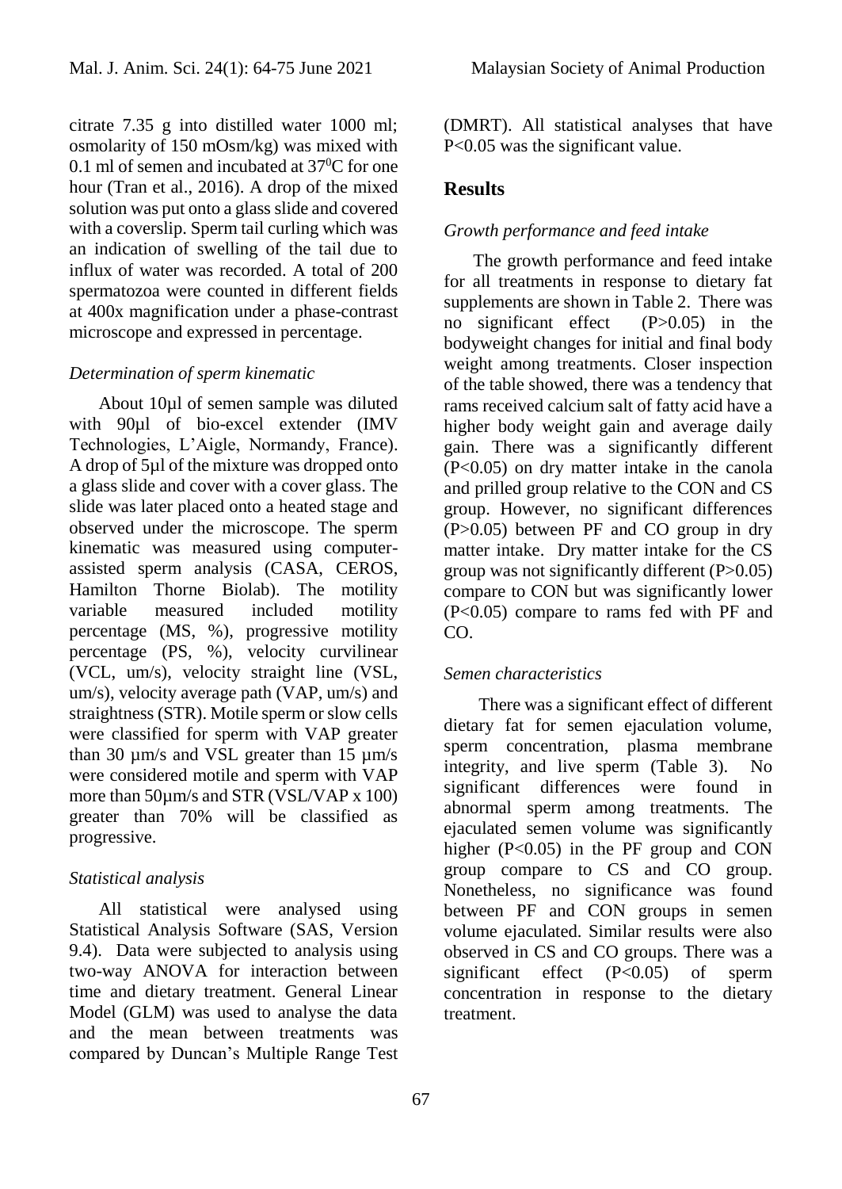citrate 7.35 g into distilled water 1000 ml; osmolarity of 150 mOsm/kg) was mixed with 0.1 ml of semen and incubated at 37$^0$C for one hour (Tran et al., 2016). A drop of the mixed solution was put onto a glass slide and covered with a coverslip. Sperm tail curling which was an indication of swelling of the tail due to influx of water was recorded. A total of 200 spermatozoa were counted in different fields at 400x magnification under a phase-contrast microscope and expressed in percentage.

### *Determination of sperm kinematic*

About 10µl of semen sample was diluted with 90µl of bio-excel extender (IMV Technologies, L'Aigle, Normandy, France). A drop of 5µl of the mixture was dropped onto a glass slide and cover with a cover glass. The slide was later placed onto a heated stage and observed under the microscope. The sperm kinematic was measured using computer-assisted sperm analysis (CASA, CEROS, Hamilton Thorne Biolab). The motility variable measured included motility percentage (MS, %), progressive motility percentage (PS, %), velocity curvilinear (VCL, um/s), velocity straight line (VSL, um/s), velocity average path (VAP, um/s) and straightness (STR). Motile sperm or slow cells were classified for sperm with VAP greater than 30 µm/s and VSL greater than 15 µm/s were considered motile and sperm with VAP more than 50µm/s and STR (VSL/VAP x 100) greater than 70% will be classified as progressive.

### *Statistical analysis*

All statistical were analysed using Statistical Analysis Software (SAS, Version 9.4). Data were subjected to analysis using two-way ANOVA for interaction between time and dietary treatment. General Linear Model (GLM) was used to analyse the data and the mean between treatments was compared by Duncan's Multiple Range Test (DMRT). All statistical analyses that have $P<0.05$ was the significant value.

## Results

### *Growth performance and feed intake*

The growth performance and feed intake for all treatments in response to dietary fat supplements are shown in Table 2. There was no significant effect ($P>0.05$) in the bodyweight changes for initial and final body weight among treatments. Closer inspection of the table showed, there was a tendency that rams received calcium salt of fatty acid have a higher body weight gain and average daily gain. There was a significantly different ($P<0.05$) on dry matter intake in the canola and prilled group relative to the CON and CS group. However, no significant differences ($P>0.05$) between PF and CO group in dry matter intake. Dry matter intake for the CS group was not significantly different ($P>0.05$) compare to CON but was significantly lower ($P<0.05$) compare to rams fed with PF and CO.

### *Semen characteristics*

There was a significant effect of different dietary fat for semen ejaculation volume, sperm concentration, plasma membrane integrity, and live sperm (Table 3). No significant differences were found in abnormal sperm among treatments. The ejaculated semen volume was significantly higher ($P<0.05$) in the PF group and CON group compare to CS and CO group. Nonetheless, no significance was found between PF and CON groups in semen volume ejaculated. Similar results were also observed in CS and CO groups. There was a significant effect ($P<0.05$) of sperm concentration in response to the dietary treatment.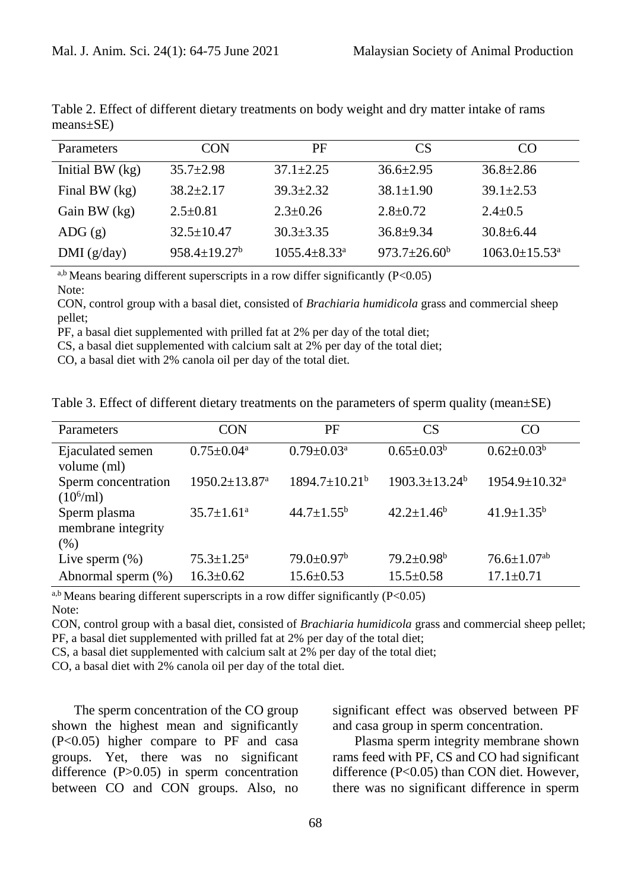Table 2. Effect of different dietary treatments on body weight and dry matter intake of rams means±SE)

| Parameters | CON | PF | CS | CO |
|---|---|---|---|---|
| Initial BW (kg) | 35.7±2.98 | 37.1±2.25 | 36.6±2.95 | 36.8±2.86 |
| Final BW (kg) | 38.2±2.17 | 39.3±2.32 | 38.1±1.90 | 39.1±2.53 |
| Gain BW (kg) | 2.5±0.81 | 2.3±0.26 | 2.8±0.72 | 2.4±0.5 |
| ADG (g) | 32.5±10.47 | 30.3±3.35 | 36.8±9.34 | 30.8±6.44 |
| DMI (g/day) | 958.4±19.27[b] | 1055.4±8.33[a] | 973.7±26.60[b] | 1063.0±15.53[a] |

[a,b] Means bearing different superscripts in a row differ significantly (P<0.05)

Note:

CON, control group with a basal diet, consisted of *Brachiaria humidicola* grass and commercial sheep pellet;

PF, a basal diet supplemented with prilled fat at 2% per day of the total diet;

CS, a basal diet supplemented with calcium salt at 2% per day of the total diet;

CO, a basal diet with 2% canola oil per day of the total diet.

Table 3. Effect of different dietary treatments on the parameters of sperm quality (mean±SE)

| Parameters | CON | PF | CS | CO |
|---|---|---|---|---|
| Ejaculated semen volume (ml) | 0.75±0.04[a] | 0.79±0.03[a] | 0.65±0.03[b] | 0.62±0.03[b] |
| Sperm concentration ($10^6$/ml) | 1950.2±13.87[a] | 1894.7±10.21[b] | 1903.3±13.24[b] | 1954.9±10.32[a] |
| Sperm plasma membrane integrity (%) | 35.7±1.61[a] | 44.7±1.55[b] | 42.2±1.46[b] | 41.9±1.35[b] |
| Live sperm (%) | 75.3±1.25[a] | 79.0±0.97[b] | 79.2±0.98[b] | 76.6±1.07[ab] |
| Abnormal sperm (%) | 16.3±0.62 | 15.6±0.53 | 15.5±0.58 | 17.1±0.71 |

[a,b] Means bearing different superscripts in a row differ significantly (P<0.05)

Note:

CON, control group with a basal diet, consisted of *Brachiaria humidicola* grass and commercial sheep pellet;

PF, a basal diet supplemented with prilled fat at 2% per day of the total diet;

CS, a basal diet supplemented with calcium salt at 2% per day of the total diet;

CO, a basal diet with 2% canola oil per day of the total diet.

The sperm concentration of the CO group shown the highest mean and significantly (P<0.05) higher compare to PF and casa groups. Yet, there was no significant difference (P>0.05) in sperm concentration between CO and CON groups. Also, no significant effect was observed between PF and casa group in sperm concentration.

Plasma sperm integrity membrane shown rams feed with PF, CS and CO had significant difference (P<0.05) than CON diet. However, there was no significant difference in sperm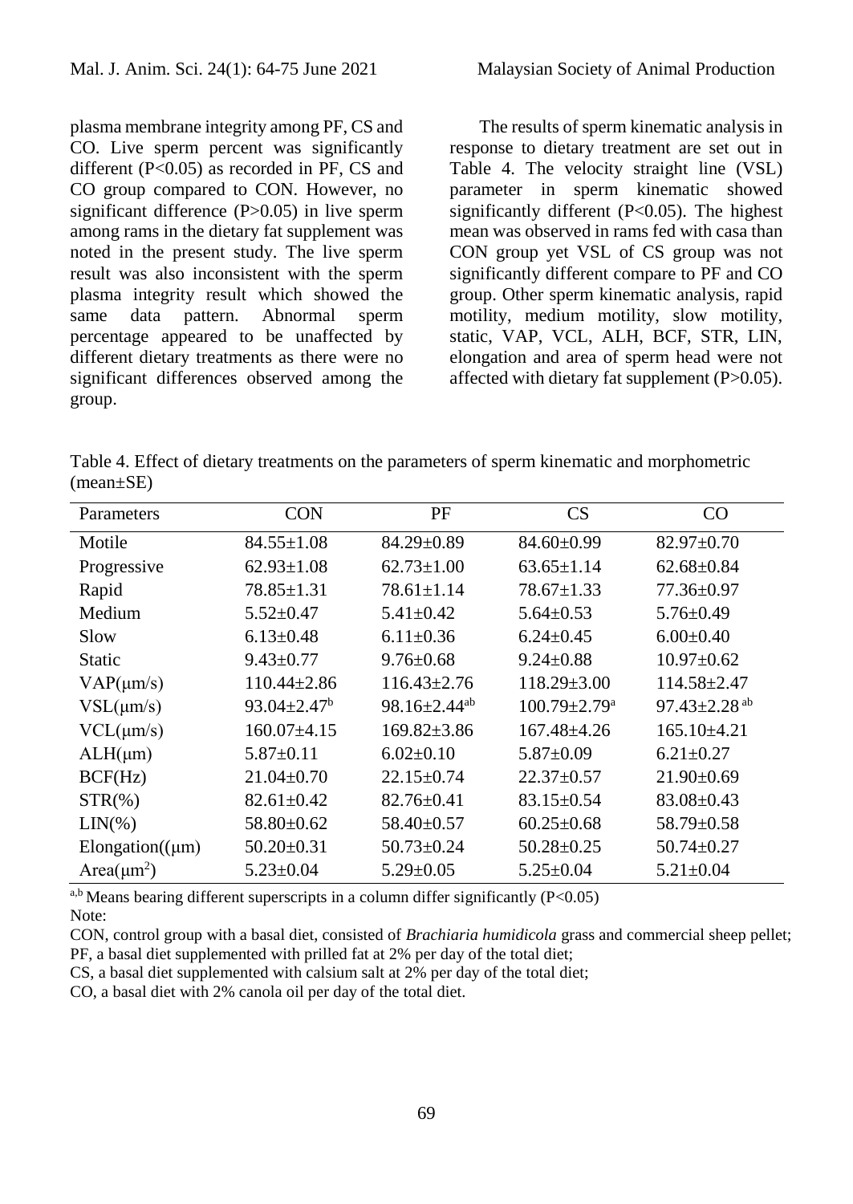plasma membrane integrity among PF, CS and CO. Live sperm percent was significantly different ($P<0.05$) as recorded in PF, CS and CO group compared to CON. However, no significant difference ($P>0.05$) in live sperm among rams in the dietary fat supplement was noted in the present study. The live sperm result was also inconsistent with the sperm plasma integrity result which showed the same data pattern. Abnormal sperm percentage appeared to be unaffected by different dietary treatments as there were no significant differences observed among the group.

The results of sperm kinematic analysis in response to dietary treatment are set out in Table 4. The velocity straight line (VSL) parameter in sperm kinematic showed significantly different ($P<0.05$). The highest mean was observed in rams fed with casa than CON group yet VSL of CS group was not significantly different compare to PF and CO group. Other sperm kinematic analysis, rapid motility, medium motility, slow motility, static, VAP, VCL, ALH, BCF, STR, LIN, elongation and area of sperm head were not affected with dietary fat supplement ($P>0.05$).

Table 4. Effect of dietary treatments on the parameters of sperm kinematic and morphometric (mean±SE)

| Parameters | CON | PF | CS | CO |
|---|---|---|---|---|
| Motile | 84.55±1.08 | 84.29±0.89 | 84.60±0.99 | 82.97±0.70 |
| Progressive | 62.93±1.08 | 62.73±1.00 | 63.65±1.14 | 62.68±0.84 |
| Rapid | 78.85±1.31 | 78.61±1.14 | 78.67±1.33 | 77.36±0.97 |
| Medium | 5.52±0.47 | 5.41±0.42 | 5.64±0.53 | 5.76±0.49 |
| Slow | 6.13±0.48 | 6.11±0.36 | 6.24±0.45 | 6.00±0.40 |
| Static | 9.43±0.77 | 9.76±0.68 | 9.24±0.88 | 10.97±0.62 |
| VAP(μm/s) | 110.44±2.86 | 116.43±2.76 | 118.29±3.00 | 114.58±2.47 |
| VSL(μm/s) | 93.04±2.47$^{b}$ | 98.16±2.44$^{ab}$ | 100.79±2.79$^{a}$ | 97.43±2.28$^{ab}$ |
| VCL(μm/s) | 160.07±4.15 | 169.82±3.86 | 167.48±4.26 | 165.10±4.21 |
| ALH(μm) | 5.87±0.11 | 6.02±0.10 | 5.87±0.09 | 6.21±0.27 |
| BCF(Hz) | 21.04±0.70 | 22.15±0.74 | 22.37±0.57 | 21.90±0.69 |
| STR(%) | 82.61±0.42 | 82.76±0.41 | 83.15±0.54 | 83.08±0.43 |
| LIN(%) | 58.80±0.62 | 58.40±0.57 | 60.25±0.68 | 58.79±0.58 |
| Elongation((μm) | 50.20±0.31 | 50.73±0.24 | 50.28±0.25 | 50.74±0.27 |
| Area(μm$^{2}$) | 5.23±0.04 | 5.29±0.05 | 5.25±0.04 | 5.21±0.04 |

[a,b] Means bearing different superscripts in a column differ significantly ($P<0.05$)

Note:

CON, control group with a basal diet, consisted of *Brachiaria humidicola* grass and commercial sheep pellet;

PF, a basal diet supplemented with prilled fat at 2% per day of the total diet;

CS, a basal diet supplemented with calsium salt at 2% per day of the total diet;

CO, a basal diet with 2% canola oil per day of the total diet.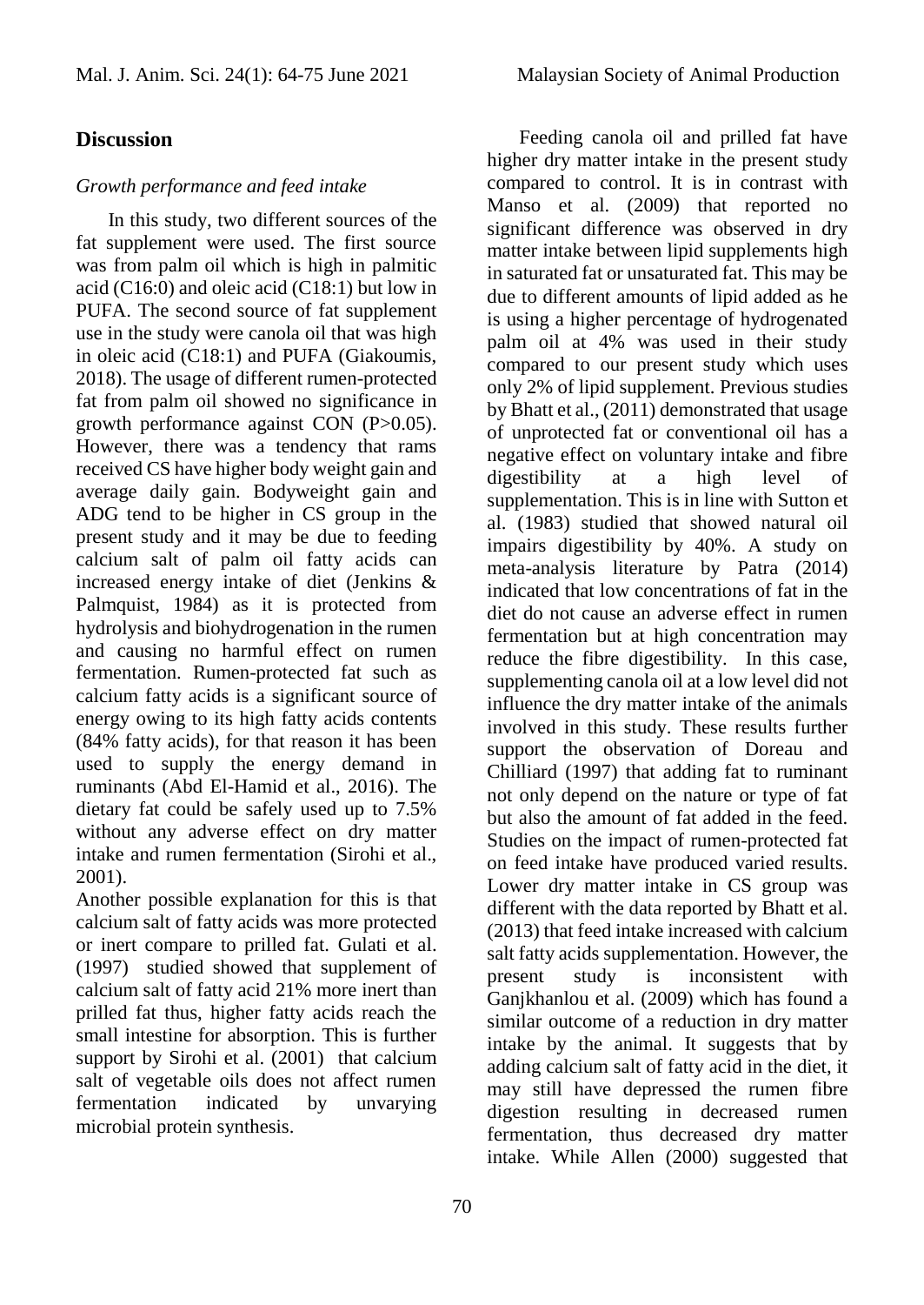## Discussion

### *Growth performance and feed intake*

In this study, two different sources of the fat supplement were used. The first source was from palm oil which is high in palmitic acid (C16:0) and oleic acid (C18:1) but low in PUFA. The second source of fat supplement use in the study were canola oil that was high in oleic acid (C18:1) and PUFA (Giakoumis, 2018). The usage of different rumen-protected fat from palm oil showed no significance in growth performance against CON (P>0.05). However, there was a tendency that rams received CS have higher body weight gain and average daily gain. Bodyweight gain and ADG tend to be higher in CS group in the present study and it may be due to feeding calcium salt of palm oil fatty acids can increased energy intake of diet (Jenkins & Palmquist, 1984) as it is protected from hydrolysis and biohydrogenation in the rumen and causing no harmful effect on rumen fermentation. Rumen-protected fat such as calcium fatty acids is a significant source of energy owing to its high fatty acids contents (84% fatty acids), for that reason it has been used to supply the energy demand in ruminants (Abd El-Hamid et al., 2016). The dietary fat could be safely used up to 7.5% without any adverse effect on dry matter intake and rumen fermentation (Sirohi et al., 2001).

Another possible explanation for this is that calcium salt of fatty acids was more protected or inert compare to prilled fat. Gulati et al. (1997) studied showed that supplement of calcium salt of fatty acid 21% more inert than prilled fat thus, higher fatty acids reach the small intestine for absorption. This is further support by Sirohi et al. (2001) that calcium salt of vegetable oils does not affect rumen fermentation indicated by unvarying microbial protein synthesis.

Feeding canola oil and prilled fat have higher dry matter intake in the present study compared to control. It is in contrast with Manso et al. (2009) that reported no significant difference was observed in dry matter intake between lipid supplements high in saturated fat or unsaturated fat. This may be due to different amounts of lipid added as he is using a higher percentage of hydrogenated palm oil at 4% was used in their study compared to our present study which uses only 2% of lipid supplement. Previous studies by Bhatt et al., (2011) demonstrated that usage of unprotected fat or conventional oil has a negative effect on voluntary intake and fibre digestibility at a high level of supplementation. This is in line with Sutton et al. (1983) studied that showed natural oil impairs digestibility by 40%. A study on meta-analysis literature by Patra (2014) indicated that low concentrations of fat in the diet do not cause an adverse effect in rumen fermentation but at high concentration may reduce the fibre digestibility. In this case, supplementing canola oil at a low level did not influence the dry matter intake of the animals involved in this study. These results further support the observation of Doreau and Chilliard (1997) that adding fat to ruminant not only depend on the nature or type of fat but also the amount of fat added in the feed. Studies on the impact of rumen-protected fat on feed intake have produced varied results. Lower dry matter intake in CS group was different with the data reported by Bhatt et al. (2013) that feed intake increased with calcium salt fatty acids supplementation. However, the present study is inconsistent with Ganjkhanlou et al. (2009) which has found a similar outcome of a reduction in dry matter intake by the animal. It suggests that by adding calcium salt of fatty acid in the diet, it may still have depressed the rumen fibre digestion resulting in decreased rumen fermentation, thus decreased dry matter intake. While Allen (2000) suggested that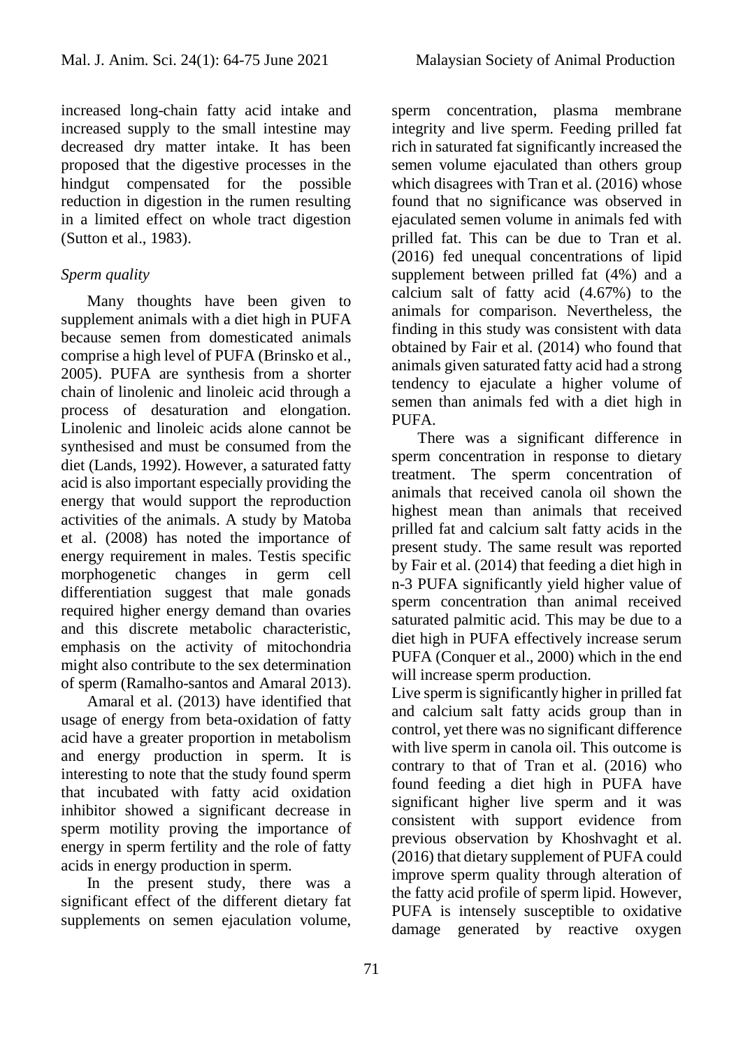increased long-chain fatty acid intake and increased supply to the small intestine may decreased dry matter intake. It has been proposed that the digestive processes in the hindgut compensated for the possible reduction in digestion in the rumen resulting in a limited effect on whole tract digestion (Sutton et al., 1983).

*Sperm quality*

Many thoughts have been given to supplement animals with a diet high in PUFA because semen from domesticated animals comprise a high level of PUFA (Brinsko et al., 2005). PUFA are synthesis from a shorter chain of linolenic and linoleic acid through a process of desaturation and elongation. Linolenic and linoleic acids alone cannot be synthesised and must be consumed from the diet (Lands, 1992). However, a saturated fatty acid is also important especially providing the energy that would support the reproduction activities of the animals. A study by Matoba et al. (2008) has noted the importance of energy requirement in males. Testis specific morphogenetic changes in germ cell differentiation suggest that male gonads required higher energy demand than ovaries and this discrete metabolic characteristic, emphasis on the activity of mitochondria might also contribute to the sex determination of sperm (Ramalho-santos and Amaral 2013).

Amaral et al. (2013) have identified that usage of energy from beta-oxidation of fatty acid have a greater proportion in metabolism and energy production in sperm. It is interesting to note that the study found sperm that incubated with fatty acid oxidation inhibitor showed a significant decrease in sperm motility proving the importance of energy in sperm fertility and the role of fatty acids in energy production in sperm.

In the present study, there was a significant effect of the different dietary fat supplements on semen ejaculation volume, sperm concentration, plasma membrane integrity and live sperm. Feeding prilled fat rich in saturated fat significantly increased the semen volume ejaculated than others group which disagrees with Tran et al. (2016) whose found that no significance was observed in ejaculated semen volume in animals fed with prilled fat. This can be due to Tran et al. (2016) fed unequal concentrations of lipid supplement between prilled fat (4%) and a calcium salt of fatty acid (4.67%) to the animals for comparison. Nevertheless, the finding in this study was consistent with data obtained by Fair et al. (2014) who found that animals given saturated fatty acid had a strong tendency to ejaculate a higher volume of semen than animals fed with a diet high in PUFA.

There was a significant difference in sperm concentration in response to dietary treatment. The sperm concentration of animals that received canola oil shown the highest mean than animals that received prilled fat and calcium salt fatty acids in the present study. The same result was reported by Fair et al. (2014) that feeding a diet high in n-3 PUFA significantly yield higher value of sperm concentration than animal received saturated palmitic acid. This may be due to a diet high in PUFA effectively increase serum PUFA (Conquer et al., 2000) which in the end will increase sperm production.

Live sperm is significantly higher in prilled fat and calcium salt fatty acids group than in control, yet there was no significant difference with live sperm in canola oil. This outcome is contrary to that of Tran et al. (2016) who found feeding a diet high in PUFA have significant higher live sperm and it was consistent with support evidence from previous observation by Khoshvaght et al. (2016) that dietary supplement of PUFA could improve sperm quality through alteration of the fatty acid profile of sperm lipid. However, PUFA is intensely susceptible to oxidative damage generated by reactive oxygen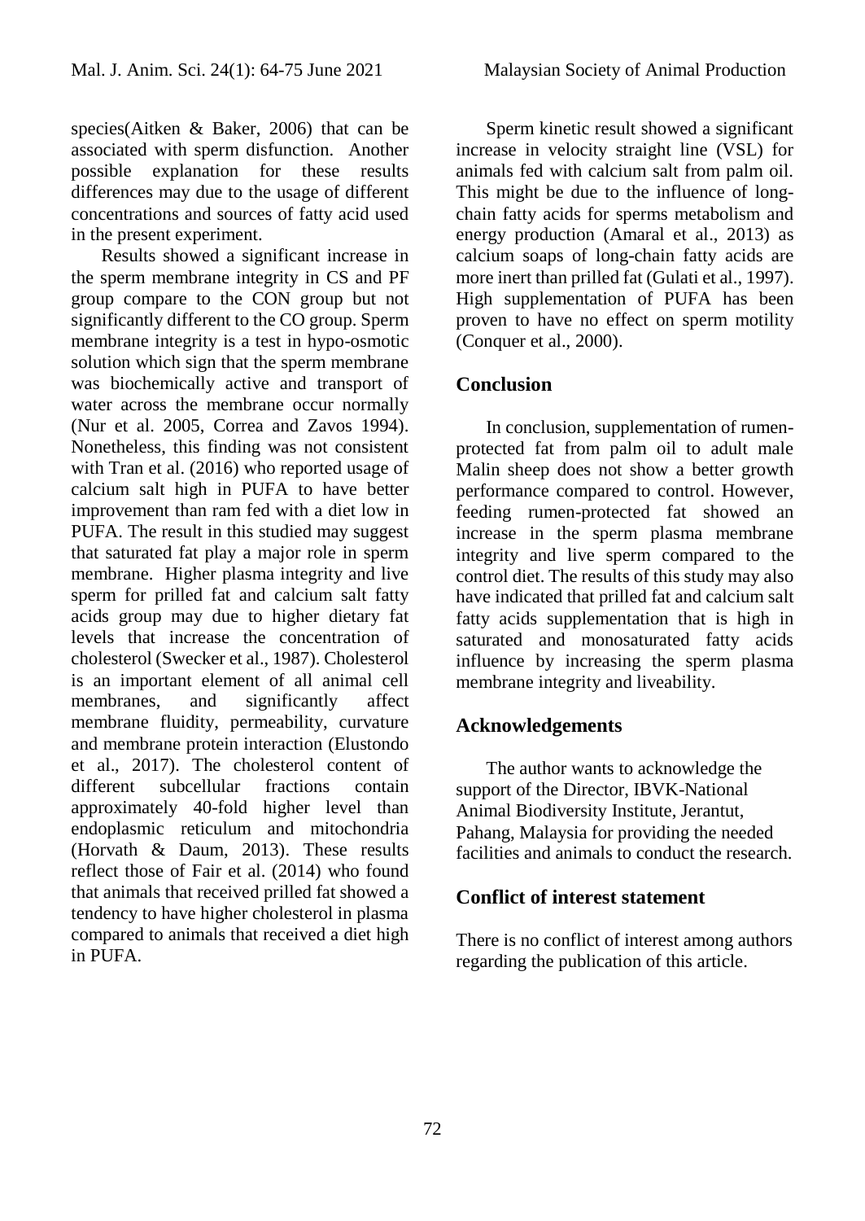species(Aitken & Baker, 2006) that can be associated with sperm disfunction. Another possible explanation for these results differences may due to the usage of different concentrations and sources of fatty acid used in the present experiment.

Results showed a significant increase in the sperm membrane integrity in CS and PF group compare to the CON group but not significantly different to the CO group. Sperm membrane integrity is a test in hypo-osmotic solution which sign that the sperm membrane was biochemically active and transport of water across the membrane occur normally (Nur et al. 2005, Correa and Zavos 1994). Nonetheless, this finding was not consistent with Tran et al. (2016) who reported usage of calcium salt high in PUFA to have better improvement than ram fed with a diet low in PUFA. The result in this studied may suggest that saturated fat play a major role in sperm membrane. Higher plasma integrity and live sperm for prilled fat and calcium salt fatty acids group may due to higher dietary fat levels that increase the concentration of cholesterol (Swecker et al., 1987). Cholesterol is an important element of all animal cell membranes, and significantly affect membrane fluidity, permeability, curvature and membrane protein interaction (Elustondo et al., 2017). The cholesterol content of different subcellular fractions contain approximately 40-fold higher level than endoplasmic reticulum and mitochondria (Horvath & Daum, 2013). These results reflect those of Fair et al. (2014) who found that animals that received prilled fat showed a tendency to have higher cholesterol in plasma compared to animals that received a diet high in PUFA.

Sperm kinetic result showed a significant increase in velocity straight line (VSL) for animals fed with calcium salt from palm oil. This might be due to the influence of long-chain fatty acids for sperms metabolism and energy production (Amaral et al., 2013) as calcium soaps of long-chain fatty acids are more inert than prilled fat (Gulati et al., 1997). High supplementation of PUFA has been proven to have no effect on sperm motility (Conquer et al., 2000).

## Conclusion

In conclusion, supplementation of rumen-protected fat from palm oil to adult male Malin sheep does not show a better growth performance compared to control. However, feeding rumen-protected fat showed an increase in the sperm plasma membrane integrity and live sperm compared to the control diet. The results of this study may also have indicated that prilled fat and calcium salt fatty acids supplementation that is high in saturated and monosaturated fatty acids influence by increasing the sperm plasma membrane integrity and liveability.

## Acknowledgements

The author wants to acknowledge the support of the Director, IBVK-National Animal Biodiversity Institute, Jerantut, Pahang, Malaysia for providing the needed facilities and animals to conduct the research.

## Conflict of interest statement

There is no conflict of interest among authors regarding the publication of this article.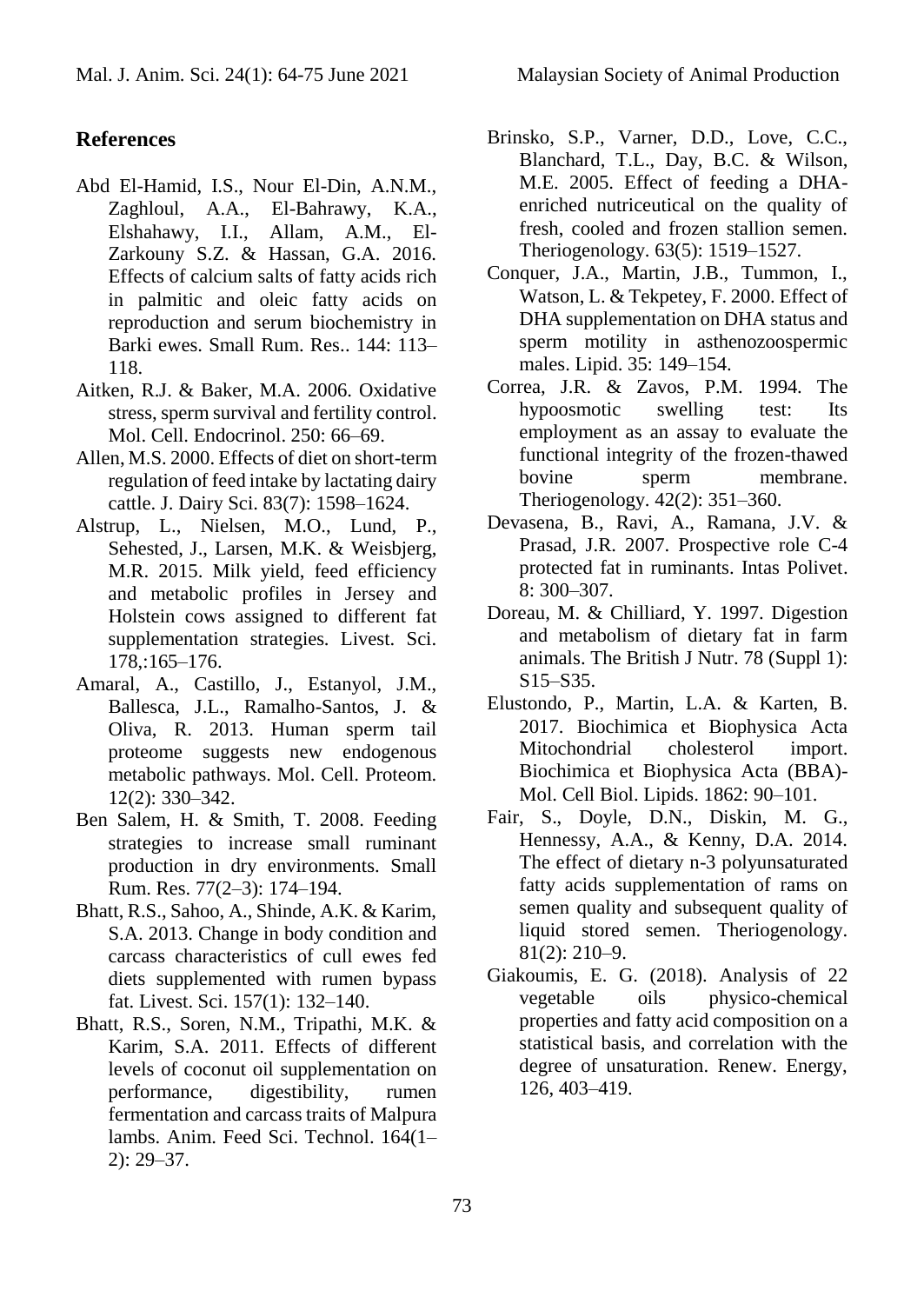## References

Abd El-Hamid, I.S., Nour El-Din, A.N.M., Zaghloul, A.A., El-Bahrawy, K.A., Elshahawy, I.I., Allam, A.M., El-Zarkouny S.Z. & Hassan, G.A. 2016. Effects of calcium salts of fatty acids rich in palmitic and oleic fatty acids on reproduction and serum biochemistry in Barki ewes. Small Rum. Res.. 144: 113–118.

Aitken, R.J. & Baker, M.A. 2006. Oxidative stress, sperm survival and fertility control. Mol. Cell. Endocrinol. 250: 66–69.

Allen, M.S. 2000. Effects of diet on short-term regulation of feed intake by lactating dairy cattle. J. Dairy Sci. 83(7): 1598–1624.

Alstrup, L., Nielsen, M.O., Lund, P., Sehested, J., Larsen, M.K. & Weisbjerg, M.R. 2015. Milk yield, feed efficiency and metabolic profiles in Jersey and Holstein cows assigned to different fat supplementation strategies. Livest. Sci. 178,:165–176.

Amaral, A., Castillo, J., Estanyol, J.M., Ballesca, J.L., Ramalho-Santos, J. & Oliva, R. 2013. Human sperm tail proteome suggests new endogenous metabolic pathways. Mol. Cell. Proteom. 12(2): 330–342.

Ben Salem, H. & Smith, T. 2008. Feeding strategies to increase small ruminant production in dry environments. Small Rum. Res. 77(2–3): 174–194.

Bhatt, R.S., Sahoo, A., Shinde, A.K. & Karim, S.A. 2013. Change in body condition and carcass characteristics of cull ewes fed diets supplemented with rumen bypass fat. Livest. Sci. 157(1): 132–140.

Bhatt, R.S., Soren, N.M., Tripathi, M.K. & Karim, S.A. 2011. Effects of different levels of coconut oil supplementation on performance, digestibility, rumen fermentation and carcass traits of Malpura lambs. Anim. Feed Sci. Technol. 164(1–2): 29–37.

Brinsko, S.P., Varner, D.D., Love, C.C., Blanchard, T.L., Day, B.C. & Wilson, M.E. 2005. Effect of feeding a DHA-enriched nutriceutical on the quality of fresh, cooled and frozen stallion semen. Theriogenology. 63(5): 1519–1527.

Conquer, J.A., Martin, J.B., Tummon, I., Watson, L. & Tekpetey, F. 2000. Effect of DHA supplementation on DHA status and sperm motility in asthenozoospermic males. Lipid. 35: 149–154.

Correa, J.R. & Zavos, P.M. 1994. The hypoosmotic swelling test: Its employment as an assay to evaluate the functional integrity of the frozen-thawed bovine sperm membrane. Theriogenology. 42(2): 351–360.

Devasena, B., Ravi, A., Ramana, J.V. & Prasad, J.R. 2007. Prospective role C-4 protected fat in ruminants. Intas Polivet. 8: 300–307.

Doreau, M. & Chilliard, Y. 1997. Digestion and metabolism of dietary fat in farm animals. The British J Nutr. 78 (Suppl 1): S15–S35.

Elustondo, P., Martin, L.A. & Karten, B. 2017. Biochimica et Biophysica Acta Mitochondrial cholesterol import. Biochimica et Biophysica Acta (BBA)-Mol. Cell Biol. Lipids. 1862: 90–101.

Fair, S., Doyle, D.N., Diskin, M. G., Hennessy, A.A., & Kenny, D.A. 2014. The effect of dietary n-3 polyunsaturated fatty acids supplementation of rams on semen quality and subsequent quality of liquid stored semen. Theriogenology. 81(2): 210–9.

Giakoumis, E. G. (2018). Analysis of 22 vegetable oils physico-chemical properties and fatty acid composition on a statistical basis, and correlation with the degree of unsaturation. Renew. Energy, 126, 403–419.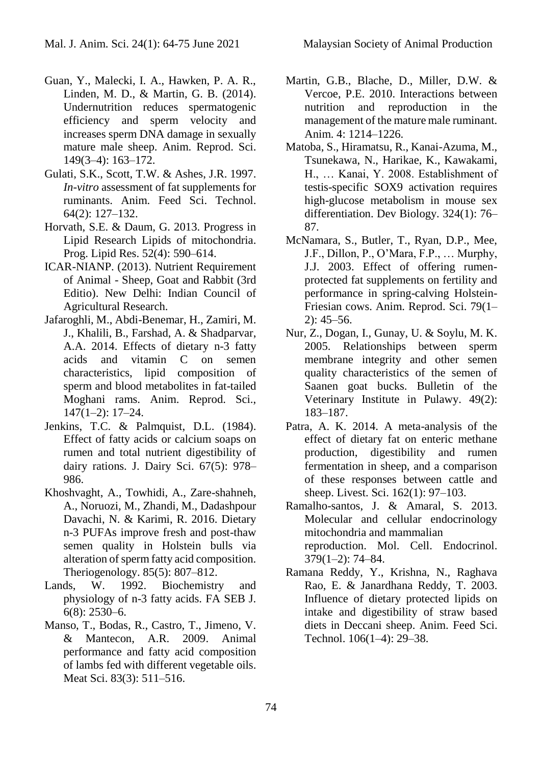Guan, Y., Malecki, I. A., Hawken, P. A. R., Linden, M. D., & Martin, G. B. (2014). Undernutrition reduces spermatogenic efficiency and sperm velocity and increases sperm DNA damage in sexually mature male sheep. Anim. Reprod. Sci. 149(3–4): 163–172.

Gulati, S.K., Scott, T.W. & Ashes, J.R. 1997. *In-vitro* assessment of fat supplements for ruminants. Anim. Feed Sci. Technol. 64(2): 127–132.

Horvath, S.E. & Daum, G. 2013. Progress in Lipid Research Lipids of mitochondria. Prog. Lipid Res. 52(4): 590–614.

ICAR-NIANP. (2013). Nutrient Requirement of Animal - Sheep, Goat and Rabbit (3rd Editio). New Delhi: Indian Council of Agricultural Research.

Jafaroghli, M., Abdi-Benemar, H., Zamiri, M. J., Khalili, B., Farshad, A. & Shadparvar, A.A. 2014. Effects of dietary n-3 fatty acids and vitamin C on semen characteristics, lipid composition of sperm and blood metabolites in fat-tailed Moghani rams. Anim. Reprod. Sci., 147(1–2): 17–24.

Jenkins, T.C. & Palmquist, D.L. (1984). Effect of fatty acids or calcium soaps on rumen and total nutrient digestibility of dairy rations. J. Dairy Sci. 67(5): 978–986.

Khoshvaght, A., Towhidi, A., Zare-shahneh, A., Noruozi, M., Zhandi, M., Dadashpour Davachi, N. & Karimi, R. 2016. Dietary n-3 PUFAs improve fresh and post-thaw semen quality in Holstein bulls via alteration of sperm fatty acid composition. Theriogenology. 85(5): 807–812.

Lands, W. 1992. Biochemistry and physiology of n-3 fatty acids. FA SEB J. 6(8): 2530–6.

Manso, T., Bodas, R., Castro, T., Jimeno, V. & Mantecon, A.R. 2009. Animal performance and fatty acid composition of lambs fed with different vegetable oils. Meat Sci. 83(3): 511–516.

Martin, G.B., Blache, D., Miller, D.W. & Vercoe, P.E. 2010. Interactions between nutrition and reproduction in the management of the mature male ruminant. Anim. 4: 1214–1226.

Matoba, S., Hiramatsu, R., Kanai-Azuma, M., Tsunekawa, N., Harikae, K., Kawakami, H., … Kanai, Y. 2008. Establishment of testis-specific SOX9 activation requires high-glucose metabolism in mouse sex differentiation. Dev Biology. 324(1): 76–87.

McNamara, S., Butler, T., Ryan, D.P., Mee, J.F., Dillon, P., O'Mara, F.P., … Murphy, J.J. 2003. Effect of offering rumen-protected fat supplements on fertility and performance in spring-calving Holstein-Friesian cows. Anim. Reprod. Sci. 79(1–2): 45–56.

Nur, Z., Dogan, I., Gunay, U. & Soylu, M. K. 2005. Relationships between sperm membrane integrity and other semen quality characteristics of the semen of Saanen goat bucks. Bulletin of the Veterinary Institute in Pulawy. 49(2): 183–187.

Patra, A. K. 2014. A meta-analysis of the effect of dietary fat on enteric methane production, digestibility and rumen fermentation in sheep, and a comparison of these responses between cattle and sheep. Livest. Sci. 162(1): 97–103.

Ramalho-santos, J. & Amaral, S. 2013. Molecular and cellular endocrinology mitochondria and mammalian reproduction. Mol. Cell. Endocrinol. 379(1–2): 74–84.

Ramana Reddy, Y., Krishna, N., Raghava Rao, E. & Janardhana Reddy, T. 2003. Influence of dietary protected lipids on intake and digestibility of straw based diets in Deccani sheep. Anim. Feed Sci. Technol. 106(1–4): 29–38.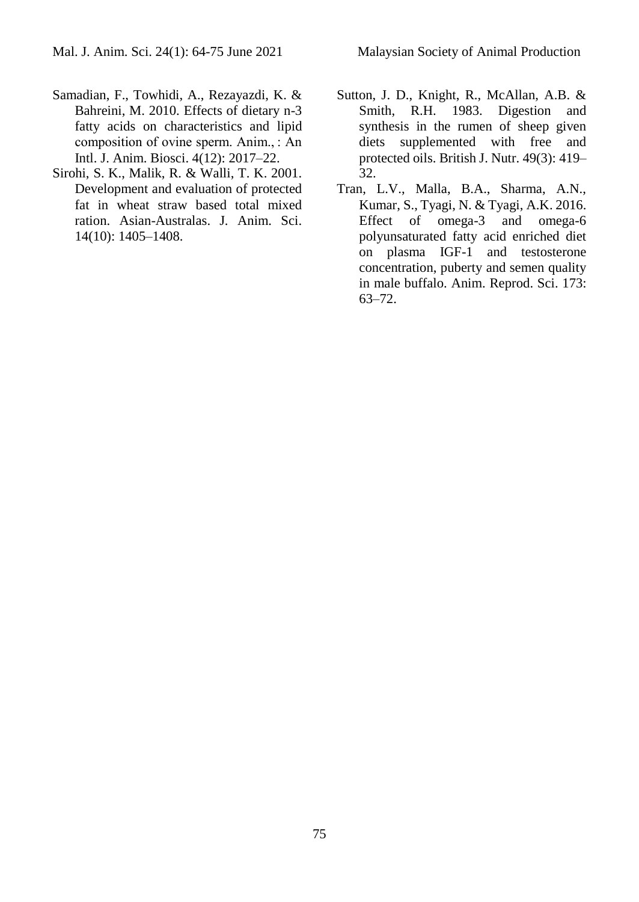Samadian, F., Towhidi, A., Rezayazdi, K. & Bahreini, M. 2010. Effects of dietary n-3 fatty acids on characteristics and lipid composition of ovine sperm. Anim., : An Intl. J. Anim. Biosci. 4(12): 2017–22.

Sirohi, S. K., Malik, R. & Walli, T. K. 2001. Development and evaluation of protected fat in wheat straw based total mixed ration. Asian-Australas. J. Anim. Sci. 14(10): 1405–1408.

Sutton, J. D., Knight, R., McAllan, A.B. & Smith, R.H. 1983. Digestion and synthesis in the rumen of sheep given diets supplemented with free and protected oils. British J. Nutr. 49(3): 419–32.

Tran, L.V., Malla, B.A., Sharma, A.N., Kumar, S., Tyagi, N. & Tyagi, A.K. 2016. Effect of omega-3 and omega-6 polyunsaturated fatty acid enriched diet on plasma IGF-1 and testosterone concentration, puberty and semen quality in male buffalo. Anim. Reprod. Sci. 173: 63–72.